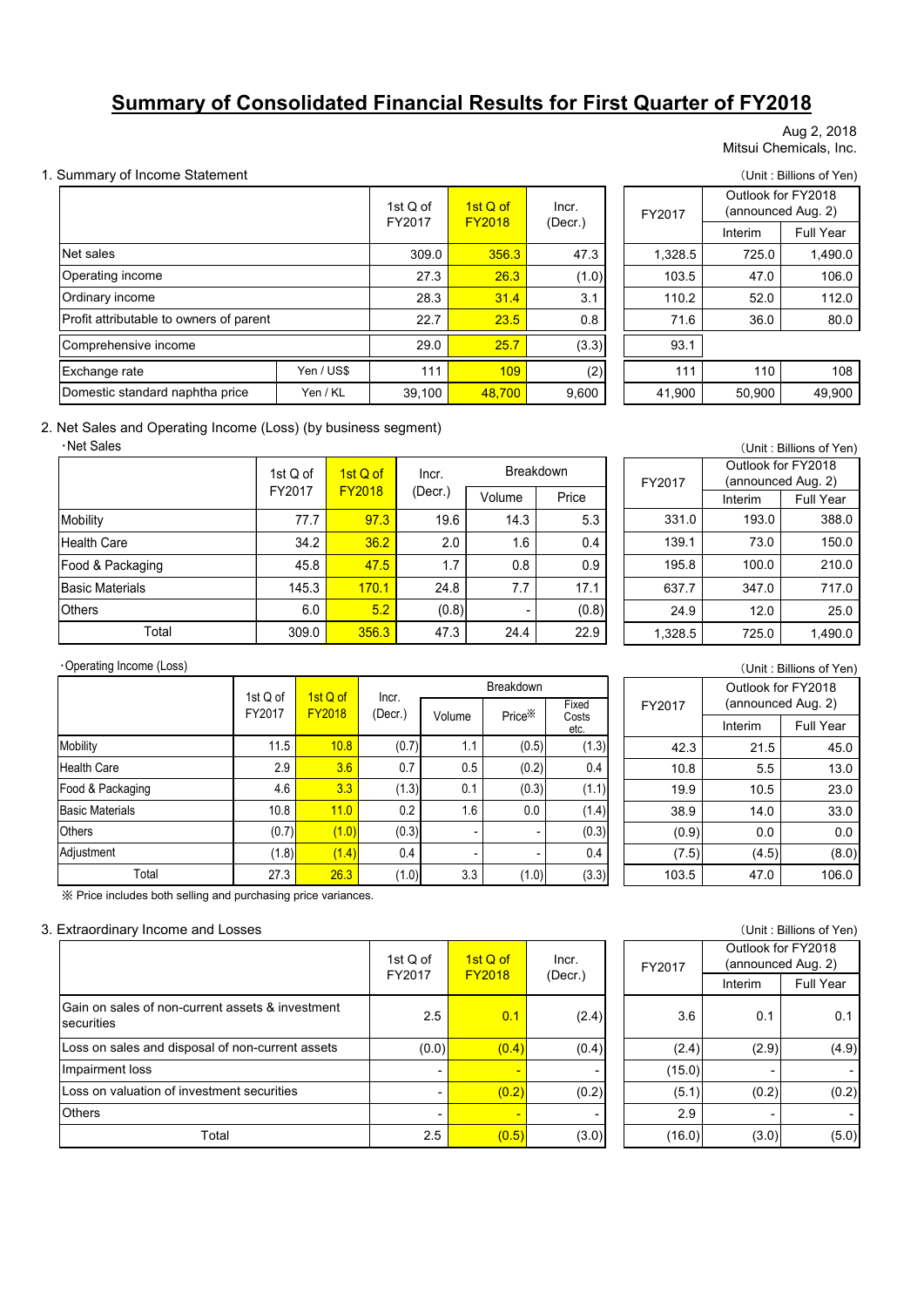# Summary of Consolidated Financial Results for First Quarter of FY2018

Aug 2, 2018
Mitsui Chemicals, Inc.

## 1. Summary of Income Statement

(Unit : Billions of Yen)

| | | 1st Q of FY2017 | 1st Q of FY2018 | Incr. (Decr.) | FY2017 | Outlook for FY2018 (announced Aug. 2) | |
|---|---|---|---|---|---|---|---|
| | | | | | | Interim | Full Year |
| Net sales | | 309.0 | 356.3 | 47.3 | 1,328.5 | 725.0 | 1,490.0 |
| Operating income | | 27.3 | 26.3 | (1.0) | 103.5 | 47.0 | 106.0 |
| Ordinary income | | 28.3 | 31.4 | 3.1 | 110.2 | 52.0 | 112.0 |
| Profit attributable to owners of parent | | 22.7 | 23.5 | 0.8 | 71.6 | 36.0 | 80.0 |
| Comprehensive income | | 29.0 | 25.7 | (3.3) | 93.1 | | |
| Exchange rate | Yen / US$ | 111 | 109 | (2) | 111 | 110 | 108 |
| Domestic standard naphtha price | Yen / KL | 39,100 | 48,700 | 9,600 | 41,900 | 50,900 | 49,900 |

## 2. Net Sales and Operating Income (Loss) (by business segment)

・Net Sales

(Unit : Billions of Yen)

| | 1st Q of FY2017 | 1st Q of FY2018 | Incr. (Decr.) | Breakdown | | FY2017 | Outlook for FY2018 (announced Aug. 2) | |
|---|---|---|---|---|---|---|---|---|
| | | | | Volume | Price | | Interim | Full Year |
| Mobility | 77.7 | 97.3 | 19.6 | 14.3 | 5.3 | 331.0 | 193.0 | 388.0 |
| Health Care | 34.2 | 36.2 | 2.0 | 1.6 | 0.4 | 139.1 | 73.0 | 150.0 |
| Food & Packaging | 45.8 | 47.5 | 1.7 | 0.8 | 0.9 | 195.8 | 100.0 | 210.0 |
| Basic Materials | 145.3 | 170.1 | 24.8 | 7.7 | 17.1 | 637.7 | 347.0 | 717.0 |
| Others | 6.0 | 5.2 | (0.8) | - | (0.8) | 24.9 | 12.0 | 25.0 |
| Total | 309.0 | 356.3 | 47.3 | 24.4 | 22.9 | 1,328.5 | 725.0 | 1,490.0 |

・Operating Income (Loss)

(Unit : Billions of Yen)

| | 1st Q of FY2017 | 1st Q of FY2018 | Incr. (Decr.) | Breakdown | | | FY2017 | Outlook for FY2018 (announced Aug. 2) | |
|---|---|---|---|---|---|---|---|---|---|
| | | | | Volume | Price※ | Fixed Costs etc. | | Interim | Full Year |
| Mobility | 11.5 | 10.8 | (0.7) | 1.1 | (0.5) | (1.3) | 42.3 | 21.5 | 45.0 |
| Health Care | 2.9 | 3.6 | 0.7 | 0.5 | (0.2) | 0.4 | 10.8 | 5.5 | 13.0 |
| Food & Packaging | 4.6 | 3.3 | (1.3) | 0.1 | (0.3) | (1.1) | 19.9 | 10.5 | 23.0 |
| Basic Materials | 10.8 | 11.0 | 0.2 | 1.6 | 0.0 | (1.4) | 38.9 | 14.0 | 33.0 |
| Others | (0.7) | (1.0) | (0.3) | - | - | (0.3) | (0.9) | 0.0 | 0.0 |
| Adjustment | (1.8) | (1.4) | 0.4 | - | - | 0.4 | (7.5) | (4.5) | (8.0) |
| Total | 27.3 | 26.3 | (1.0) | 3.3 | (1.0) | (3.3) | 103.5 | 47.0 | 106.0 |

※ Price includes both selling and purchasing price variances.

## 3. Extraordinary Income and Losses

(Unit : Billions of Yen)

| | 1st Q of FY2017 | 1st Q of FY2018 | Incr. (Decr.) | FY2017 | Outlook for FY2018 (announced Aug. 2) | |
|---|---|---|---|---|---|---|
| | | | | | Interim | Full Year |
| Gain on sales of non-current assets & investment securities | 2.5 | 0.1 | (2.4) | 3.6 | 0.1 | 0.1 |
| Loss on sales and disposal of non-current assets | (0.0) | (0.4) | (0.4) | (2.4) | (2.9) | (4.9) |
| Impairment loss | - | - | - | (15.0) | - | - |
| Loss on valuation of investment securities | - | (0.2) | (0.2) | (5.1) | (0.2) | (0.2) |
| Others | - | - | - | 2.9 | - | - |
| Total | 2.5 | (0.5) | (3.0) | (16.0) | (3.0) | (5.0) |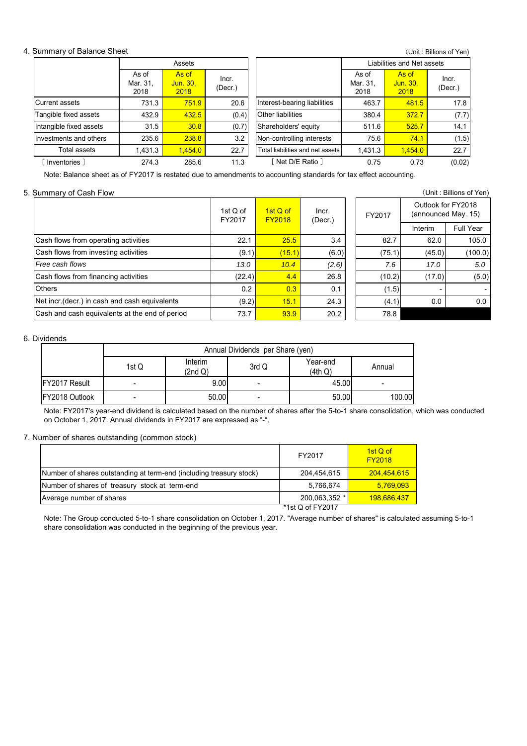## 4. Summary of Balance Sheet

(Unit : Billions of Yen)

| | Assets | | | | Liabilities and Net assets | | |
|---|---|---|---|---|---|---|---|
| | As of Mar. 31, 2018 | As of Jun. 30, 2018 | Incr. (Decr.) | | As of Mar. 31, 2018 | As of Jun. 30, 2018 | Incr. (Decr.) |
| Current assets | 731.3 | 751.9 | 20.6 | Interest-bearing liabilities | 463.7 | 481.5 | 17.8 |
| Tangible fixed assets | 432.9 | 432.5 | (0.4) | Other liabilities | 380.4 | 372.7 | (7.7) |
| Intangible fixed assets | 31.5 | 30.8 | (0.7) | Shareholders' equity | 511.6 | 525.7 | 14.1 |
| Investments and others | 235.6 | 238.8 | 3.2 | Non-controlling interests | 75.6 | 74.1 | (1.5) |
| Total assets | 1,431.3 | 1,454.0 | 22.7 | Total liabilities and net assets | 1,431.3 | 1,454.0 | 22.7 |
| [ Inventories ] | 274.3 | 285.6 | 11.3 | [ Net D/E Ratio ] | 0.75 | 0.73 | (0.02) |

Note: Balance sheet as of FY2017 is restated due to amendments to accounting standards for tax effect accounting.

## 5. Summary of Cash Flow

(Unit : Billions of Yen)

| | 1st Q of FY2017 | 1st Q of FY2018 | Incr. (Decr.) | FY2017 | Outlook for FY2018 (announced May. 15) | |
|---|---|---|---|---|---|---|
| | | | | | Interim | Full Year |
| Cash flows from operating activities | 22.1 | 25.5 | 3.4 | 82.7 | 62.0 | 105.0 |
| Cash flows from investing activities | (9.1) | (15.1) | (6.0) | (75.1) | (45.0) | (100.0) |
| *Free cash flows* | *13.0* | *10.4* | *(2.6)* | *7.6* | *17.0* | *5.0* |
| Cash flows from financing activities | (22.4) | 4.4 | 26.8 | (10.2) | (17.0) | (5.0) |
| Others | 0.2 | 0.3 | 0.1 | (1.5) | - | - |
| Net incr.(decr.) in cash and cash equivalents | (9.2) | 15.1 | 24.3 | (4.1) | 0.0 | 0.0 |
| Cash and cash equivalents at the end of period | 73.7 | 93.9 | 20.2 | 78.8 | | |

## 6. Dividends

| | Annual Dividends per Share (yen) | | | | |
|---|---|---|---|---|---|
| | 1st Q | Interim (2nd Q) | 3rd Q | Year-end (4th Q) | Annual |
| FY2017 Result | - | 9.00 | - | 45.00 | - |
| FY2018 Outlook | - | 50.00 | - | 50.00 | 100.00 |

Note: FY2017's year-end dividend is calculated based on the number of shares after the 5-to-1 share consolidation, which was conducted on October 1, 2017. Annual dividends in FY2017 are expressed as "-".

## 7. Number of shares outstanding (common stock)

| | FY2017 | 1st Q of FY2018 |
|---|---|---|
| Number of shares outstanding at term-end (including treasury stock) | 204,454,615 | 204,454,615 |
| Number of shares of treasury stock at term-end | 5,766,674 | 5,769,093 |
| Average number of shares | 200,063,352 * | 198,686,437 |

*1st Q of FY2017

Note: The Group conducted 5-to-1 share consolidation on October 1, 2017. "Average number of shares" is calculated assuming 5-to-1 share consolidation was conducted in the beginning of the previous year.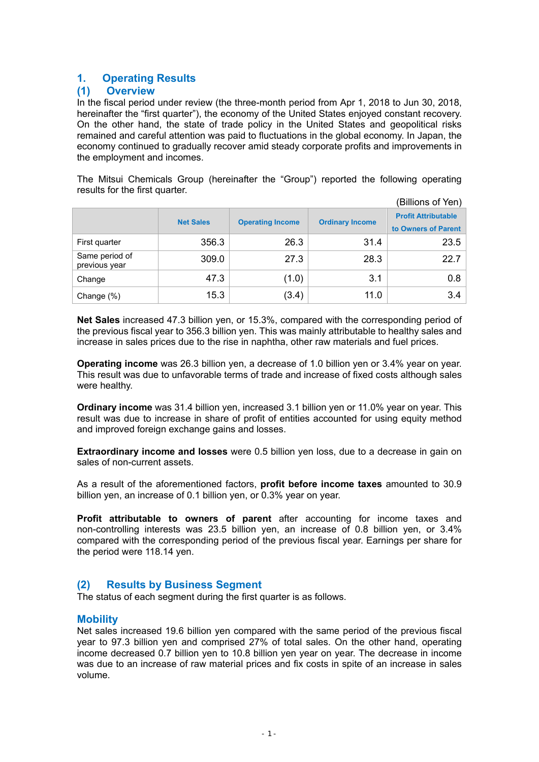## 1. Operating Results

### (1) Overview

In the fiscal period under review (the three-month period from Apr 1, 2018 to Jun 30, 2018, hereinafter the "first quarter"), the economy of the United States enjoyed constant recovery. On the other hand, the state of trade policy in the United States and geopolitical risks remained and careful attention was paid to fluctuations in the global economy. In Japan, the economy continued to gradually recover amid steady corporate profits and improvements in the employment and incomes.

The Mitsui Chemicals Group (hereinafter the "Group") reported the following operating results for the first quarter.

(Billions of Yen)

| | Net Sales | Operating Income | Ordinary Income | Profit Attributable to Owners of Parent |
|---|---|---|---|---|
| First quarter | 356.3 | 26.3 | 31.4 | 23.5 |
| Same period of previous year | 309.0 | 27.3 | 28.3 | 22.7 |
| Change | 47.3 | (1.0) | 3.1 | 0.8 |
| Change (%) | 15.3 | (3.4) | 11.0 | 3.4 |

**Net Sales** increased 47.3 billion yen, or 15.3%, compared with the corresponding period of the previous fiscal year to 356.3 billion yen. This was mainly attributable to healthy sales and increase in sales prices due to the rise in naphtha, other raw materials and fuel prices.

**Operating income** was 26.3 billion yen, a decrease of 1.0 billion yen or 3.4% year on year. This result was due to unfavorable terms of trade and increase of fixed costs although sales were healthy.

**Ordinary income** was 31.4 billion yen, increased 3.1 billion yen or 11.0% year on year. This result was due to increase in share of profit of entities accounted for using equity method and improved foreign exchange gains and losses.

**Extraordinary income and losses** were 0.5 billion yen loss, due to a decrease in gain on sales of non-current assets.

As a result of the aforementioned factors, **profit before income taxes** amounted to 30.9 billion yen, an increase of 0.1 billion yen, or 0.3% year on year.

**Profit attributable to owners of parent** after accounting for income taxes and non-controlling interests was 23.5 billion yen, an increase of 0.8 billion yen, or 3.4% compared with the corresponding period of the previous fiscal year. Earnings per share for the period were 118.14 yen.

### (2) Results by Business Segment

The status of each segment during the first quarter is as follows.

#### Mobility

Net sales increased 19.6 billion yen compared with the same period of the previous fiscal year to 97.3 billion yen and comprised 27% of total sales. On the other hand, operating income decreased 0.7 billion yen to 10.8 billion yen year on year. The decrease in income was due to an increase of raw material prices and fix costs in spite of an increase in sales volume.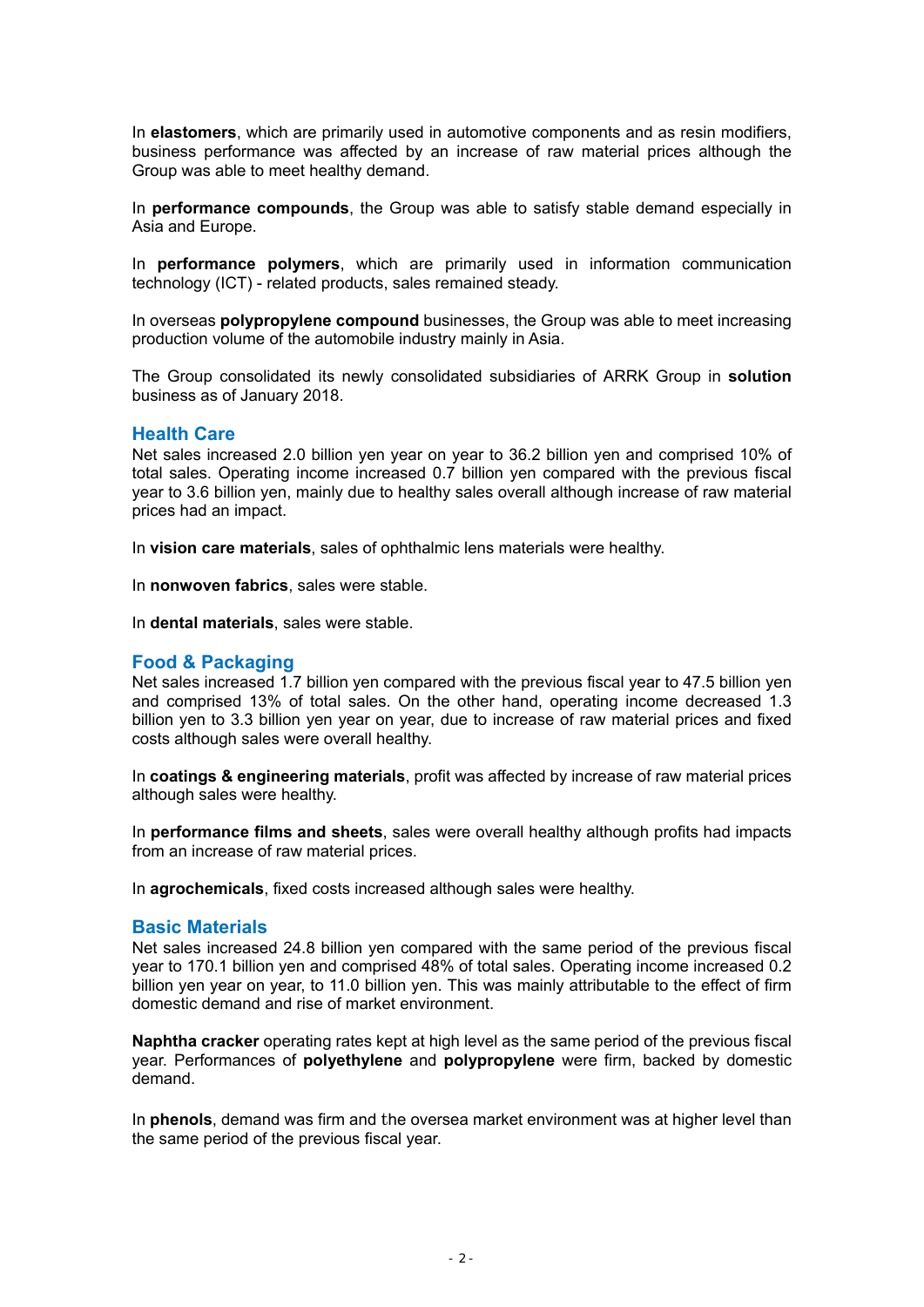In **elastomers**, which are primarily used in automotive components and as resin modifiers, business performance was affected by an increase of raw material prices although the Group was able to meet healthy demand.

In **performance compounds**, the Group was able to satisfy stable demand especially in Asia and Europe.

In **performance polymers**, which are primarily used in information communication technology (ICT) - related products, sales remained steady.

In overseas **polypropylene compound** businesses, the Group was able to meet increasing production volume of the automobile industry mainly in Asia.

The Group consolidated its newly consolidated subsidiaries of ARRK Group in **solution** business as of January 2018.

## Health Care

Net sales increased 2.0 billion yen year on year to 36.2 billion yen and comprised 10% of total sales. Operating income increased 0.7 billion yen compared with the previous fiscal year to 3.6 billion yen, mainly due to healthy sales overall although increase of raw material prices had an impact.

In **vision care materials**, sales of ophthalmic lens materials were healthy.

In **nonwoven fabrics**, sales were stable.

In **dental materials**, sales were stable.

## Food & Packaging

Net sales increased 1.7 billion yen compared with the previous fiscal year to 47.5 billion yen and comprised 13% of total sales. On the other hand, operating income decreased 1.3 billion yen to 3.3 billion yen year on year, due to increase of raw material prices and fixed costs although sales were overall healthy.

In **coatings & engineering materials**, profit was affected by increase of raw material prices although sales were healthy.

In **performance films and sheets**, sales were overall healthy although profits had impacts from an increase of raw material prices.

In **agrochemicals**, fixed costs increased although sales were healthy.

## Basic Materials

Net sales increased 24.8 billion yen compared with the same period of the previous fiscal year to 170.1 billion yen and comprised 48% of total sales. Operating income increased 0.2 billion yen year on year, to 11.0 billion yen. This was mainly attributable to the effect of firm domestic demand and rise of market environment.

**Naphtha cracker** operating rates kept at high level as the same period of the previous fiscal year. Performances of **polyethylene** and **polypropylene** were firm, backed by domestic demand.

In **phenols**, demand was firm and the oversea market environment was at higher level than the same period of the previous fiscal year.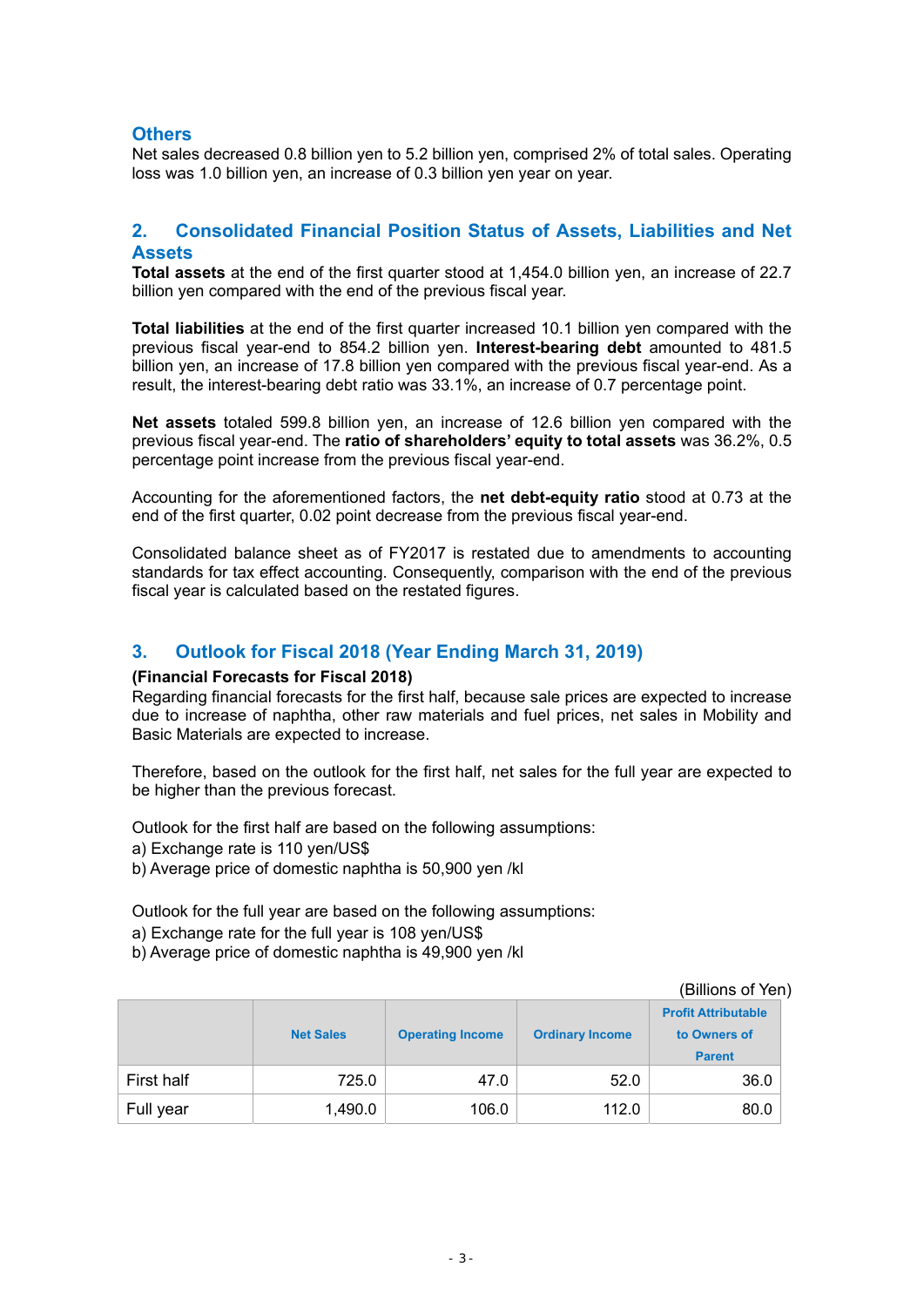### Others

Net sales decreased 0.8 billion yen to 5.2 billion yen, comprised 2% of total sales. Operating loss was 1.0 billion yen, an increase of 0.3 billion yen year on year.

## 2. Consolidated Financial Position Status of Assets, Liabilities and Net Assets

**Total assets** at the end of the first quarter stood at 1,454.0 billion yen, an increase of 22.7 billion yen compared with the end of the previous fiscal year.

**Total liabilities** at the end of the first quarter increased 10.1 billion yen compared with the previous fiscal year-end to 854.2 billion yen. **Interest-bearing debt** amounted to 481.5 billion yen, an increase of 17.8 billion yen compared with the previous fiscal year-end. As a result, the interest-bearing debt ratio was 33.1%, an increase of 0.7 percentage point.

**Net assets** totaled 599.8 billion yen, an increase of 12.6 billion yen compared with the previous fiscal year-end. The **ratio of shareholders' equity to total assets** was 36.2%, 0.5 percentage point increase from the previous fiscal year-end.

Accounting for the aforementioned factors, the **net debt-equity ratio** stood at 0.73 at the end of the first quarter, 0.02 point decrease from the previous fiscal year-end.

Consolidated balance sheet as of FY2017 is restated due to amendments to accounting standards for tax effect accounting. Consequently, comparison with the end of the previous fiscal year is calculated based on the restated figures.

## 3. Outlook for Fiscal 2018 (Year Ending March 31, 2019)

**(Financial Forecasts for Fiscal 2018)**

Regarding financial forecasts for the first half, because sale prices are expected to increase due to increase of naphtha, other raw materials and fuel prices, net sales in Mobility and Basic Materials are expected to increase.

Therefore, based on the outlook for the first half, net sales for the full year are expected to be higher than the previous forecast.

Outlook for the first half are based on the following assumptions:

a) Exchange rate is 110 yen/US$

b) Average price of domestic naphtha is 50,900 yen /kl

Outlook for the full year are based on the following assumptions:

a) Exchange rate for the full year is 108 yen/US$

b) Average price of domestic naphtha is 49,900 yen /kl

(Billions of Yen)

| | Net Sales | Operating Income | Ordinary Income | Profit Attributable to Owners of Parent |
|---|---|---|---|---|
| First half | 725.0 | 47.0 | 52.0 | 36.0 |
| Full year | 1,490.0 | 106.0 | 112.0 | 80.0 |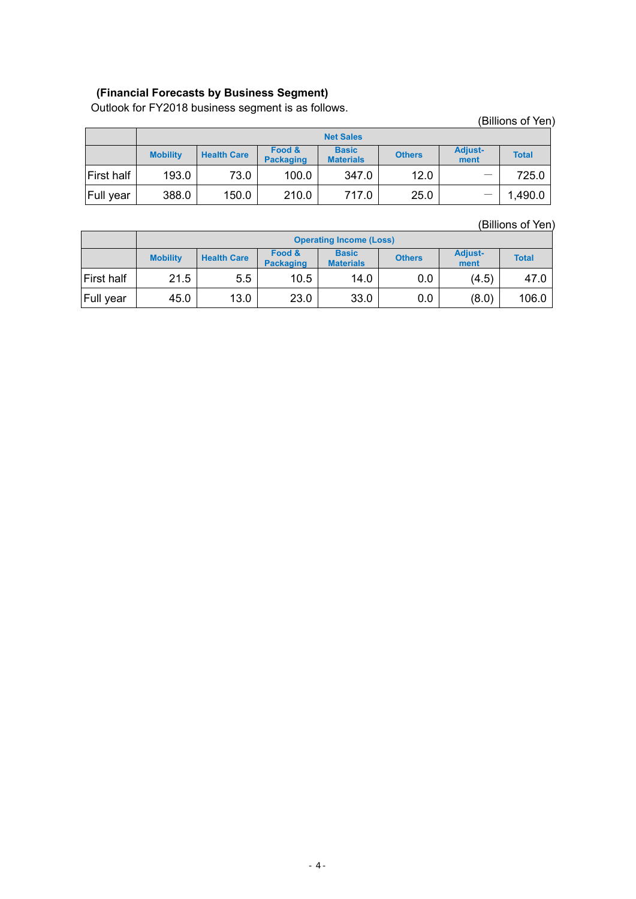**(Financial Forecasts by Business Segment)**

Outlook for FY2018 business segment is as follows.

(Billions of Yen)

| | Net Sales | | | | | | |
|---|---|---|---|---|---|---|---|
| | Mobility | Health Care | Food & Packaging | Basic Materials | Others | Adjust-ment | Total |
| First half | 193.0 | 73.0 | 100.0 | 347.0 | 12.0 | — | 725.0 |
| Full year | 388.0 | 150.0 | 210.0 | 717.0 | 25.0 | — | 1,490.0 |

(Billions of Yen)

| | Operating Income (Loss) | | | | | | |
|---|---|---|---|---|---|---|---|
| | Mobility | Health Care | Food & Packaging | Basic Materials | Others | Adjust-ment | Total |
| First half | 21.5 | 5.5 | 10.5 | 14.0 | 0.0 | (4.5) | 47.0 |
| Full year | 45.0 | 13.0 | 23.0 | 33.0 | 0.0 | (8.0) | 106.0 |